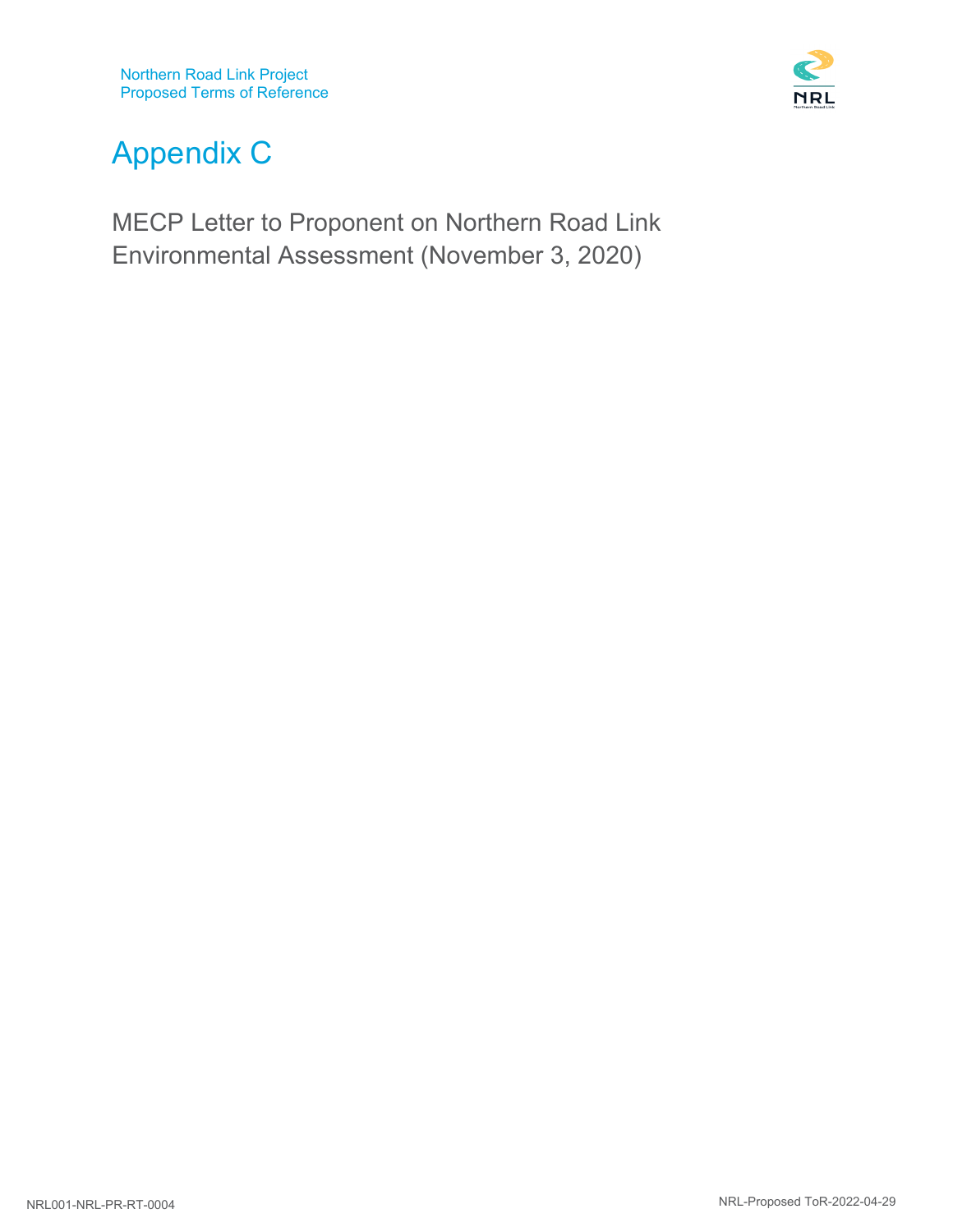# Appendix C

MECP Letter to Proponent on Northern Road Link Environmental Assessment (November 3, 2020)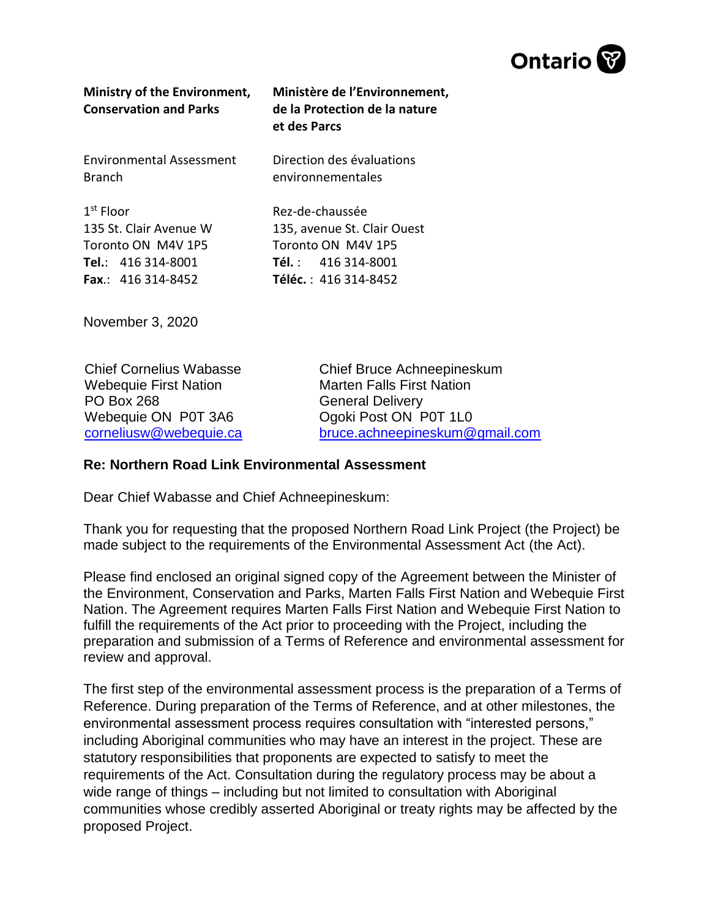**Ontario**

| **Ministry of the Environment, Conservation and Parks** | **Ministère de l'Environnement, de la Protection de la nature et des Parcs** |
| --- | --- |
| Environmental Assessment Branch | Direction des évaluations environnementales |
| 1st Floor<br>135 St. Clair Avenue W<br>Toronto ON M4V 1P5<br>**Tel.**: 416 314-8001<br>**Fax**.: 416 314-8452 | Rez-de-chaussée<br>135, avenue St. Clair Ouest<br>Toronto ON M4V 1P5<br>**Tél.** : 416 314-8001<br>**Téléc.** : 416 314-8452 |

November 3, 2020

Chief Cornelius Wabasse
Webequie First Nation
PO Box 268
Webequie ON P0T 3A6
corneliusw@webequie.ca

Chief Bruce Achneepineskum
Marten Falls First Nation
General Delivery
Ogoki Post ON P0T 1L0
bruce.achneepineskum@gmail.com

**Re: Northern Road Link Environmental Assessment**

Dear Chief Wabasse and Chief Achneepineskum:

Thank you for requesting that the proposed Northern Road Link Project (the Project) be made subject to the requirements of the Environmental Assessment Act (the Act).

Please find enclosed an original signed copy of the Agreement between the Minister of the Environment, Conservation and Parks, Marten Falls First Nation and Webequie First Nation. The Agreement requires Marten Falls First Nation and Webequie First Nation to fulfill the requirements of the Act prior to proceeding with the Project, including the preparation and submission of a Terms of Reference and environmental assessment for review and approval.

The first step of the environmental assessment process is the preparation of a Terms of Reference. During preparation of the Terms of Reference, and at other milestones, the environmental assessment process requires consultation with "interested persons," including Aboriginal communities who may have an interest in the project. These are statutory responsibilities that proponents are expected to satisfy to meet the requirements of the Act. Consultation during the regulatory process may be about a wide range of things – including but not limited to consultation with Aboriginal communities whose credibly asserted Aboriginal or treaty rights may be affected by the proposed Project.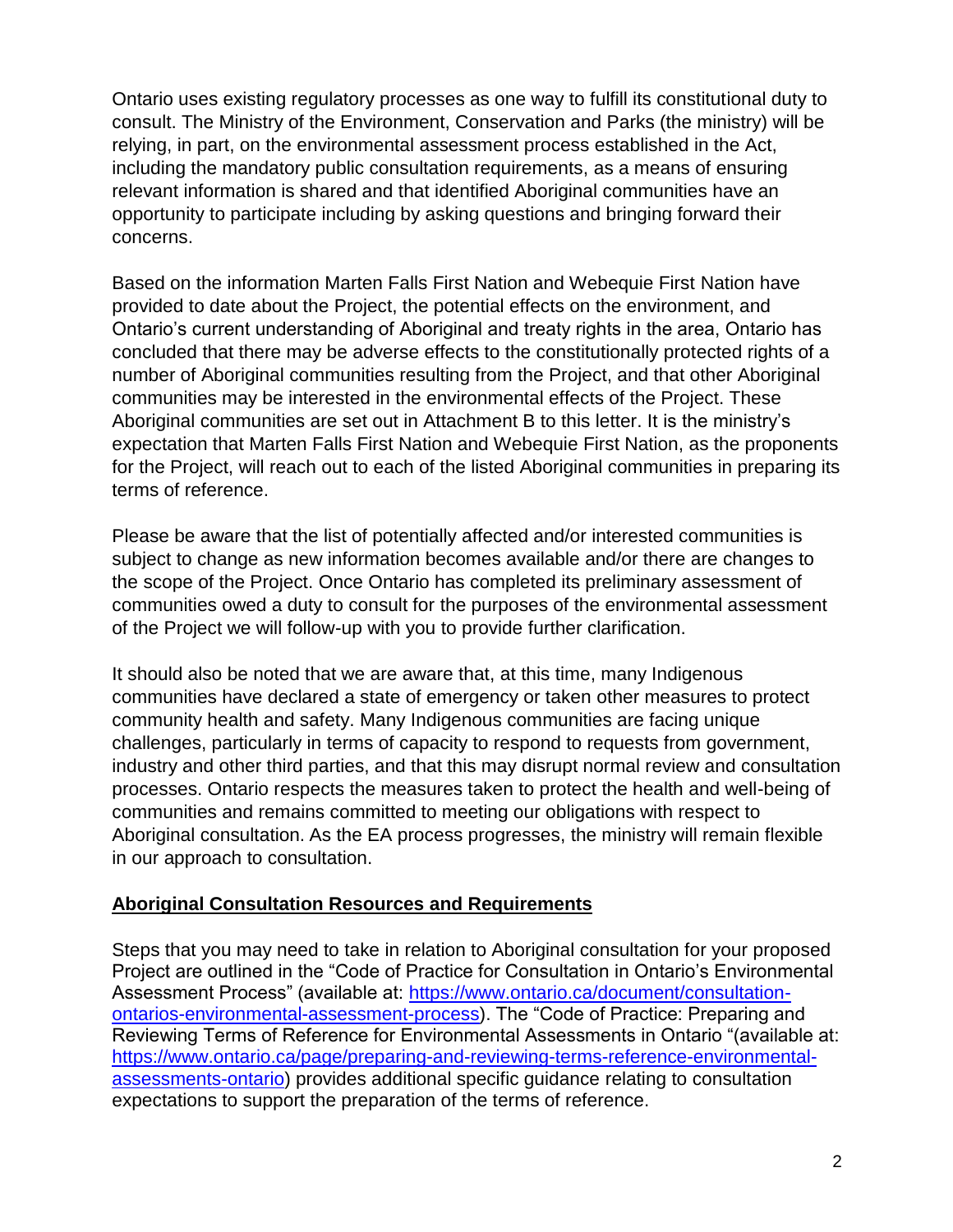Ontario uses existing regulatory processes as one way to fulfill its constitutional duty to consult. The Ministry of the Environment, Conservation and Parks (the ministry) will be relying, in part, on the environmental assessment process established in the Act, including the mandatory public consultation requirements, as a means of ensuring relevant information is shared and that identified Aboriginal communities have an opportunity to participate including by asking questions and bringing forward their concerns.

Based on the information Marten Falls First Nation and Webequie First Nation have provided to date about the Project, the potential effects on the environment, and Ontario's current understanding of Aboriginal and treaty rights in the area, Ontario has concluded that there may be adverse effects to the constitutionally protected rights of a number of Aboriginal communities resulting from the Project, and that other Aboriginal communities may be interested in the environmental effects of the Project. These Aboriginal communities are set out in Attachment B to this letter. It is the ministry's expectation that Marten Falls First Nation and Webequie First Nation, as the proponents for the Project, will reach out to each of the listed Aboriginal communities in preparing its terms of reference.

Please be aware that the list of potentially affected and/or interested communities is subject to change as new information becomes available and/or there are changes to the scope of the Project. Once Ontario has completed its preliminary assessment of communities owed a duty to consult for the purposes of the environmental assessment of the Project we will follow-up with you to provide further clarification.

It should also be noted that we are aware that, at this time, many Indigenous communities have declared a state of emergency or taken other measures to protect community health and safety. Many Indigenous communities are facing unique challenges, particularly in terms of capacity to respond to requests from government, industry and other third parties, and that this may disrupt normal review and consultation processes. Ontario respects the measures taken to protect the health and well-being of communities and remains committed to meeting our obligations with respect to Aboriginal consultation. As the EA process progresses, the ministry will remain flexible in our approach to consultation.

## Aboriginal Consultation Resources and Requirements

Steps that you may need to take in relation to Aboriginal consultation for your proposed Project are outlined in the "Code of Practice for Consultation in Ontario's Environmental Assessment Process" (available at: [https://www.ontario.ca/document/consultation-ontarios-environmental-assessment-process](https://www.ontario.ca/document/consultation-ontarios-environmental-assessment-process)). The "Code of Practice: Preparing and Reviewing Terms of Reference for Environmental Assessments in Ontario "(available at: [https://www.ontario.ca/page/preparing-and-reviewing-terms-reference-environmental-assessments-ontario](https://www.ontario.ca/page/preparing-and-reviewing-terms-reference-environmental-assessments-ontario)) provides additional specific guidance relating to consultation expectations to support the preparation of the terms of reference.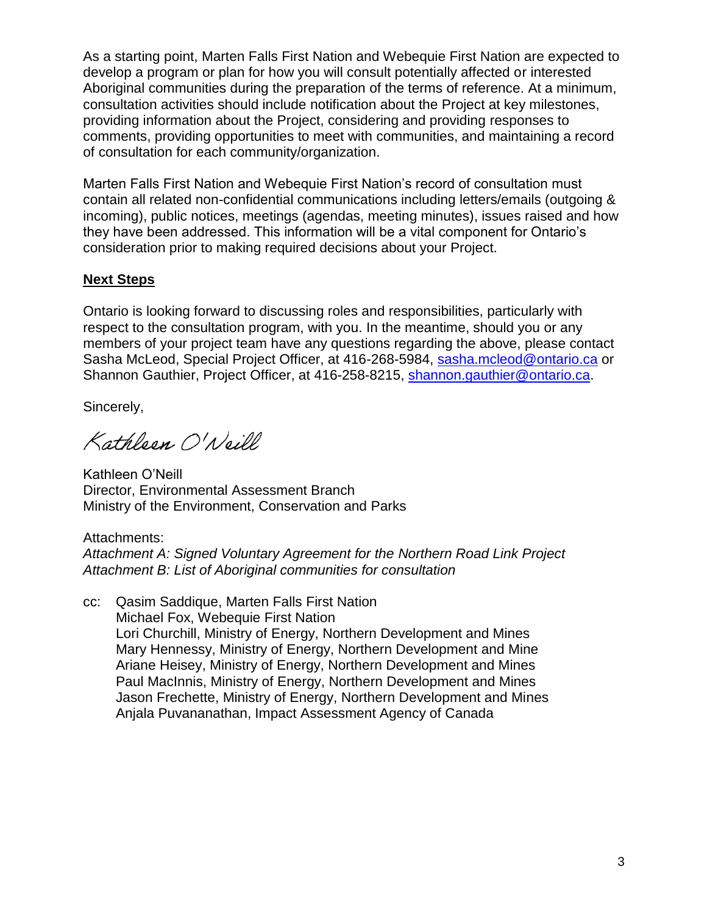As a starting point, Marten Falls First Nation and Webequie First Nation are expected to develop a program or plan for how you will consult potentially affected or interested Aboriginal communities during the preparation of the terms of reference. At a minimum, consultation activities should include notification about the Project at key milestones, providing information about the Project, considering and providing responses to comments, providing opportunities to meet with communities, and maintaining a record of consultation for each community/organization.

Marten Falls First Nation and Webequie First Nation's record of consultation must contain all related non-confidential communications including letters/emails (outgoing & incoming), public notices, meetings (agendas, meeting minutes), issues raised and how they have been addressed. This information will be a vital component for Ontario's consideration prior to making required decisions about your Project.

## Next Steps

Ontario is looking forward to discussing roles and responsibilities, particularly with respect to the consultation program, with you. In the meantime, should you or any members of your project team have any questions regarding the above, please contact Sasha McLeod, Special Project Officer, at 416-268-5984, sasha.mcleod@ontario.ca or Shannon Gauthier, Project Officer, at 416-258-8215, shannon.gauthier@ontario.ca.

Sincerely,

Kathleen O'Neill

Kathleen O'Neill
Director, Environmental Assessment Branch
Ministry of the Environment, Conservation and Parks

Attachments:
*Attachment A: Signed Voluntary Agreement for the Northern Road Link Project*
*Attachment B: List of Aboriginal communities for consultation*

cc: Qasim Saddique, Marten Falls First Nation
Michael Fox, Webequie First Nation
Lori Churchill, Ministry of Energy, Northern Development and Mines
Mary Hennessy, Ministry of Energy, Northern Development and Mine
Ariane Heisey, Ministry of Energy, Northern Development and Mines
Paul MacInnis, Ministry of Energy, Northern Development and Mines
Jason Frechette, Ministry of Energy, Northern Development and Mines
Anjala Puvananathan, Impact Assessment Agency of Canada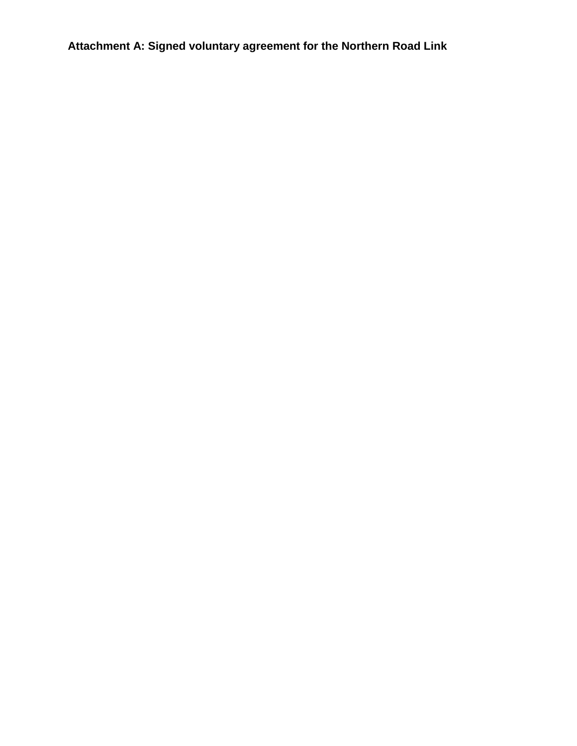**Attachment A: Signed voluntary agreement for the Northern Road Link**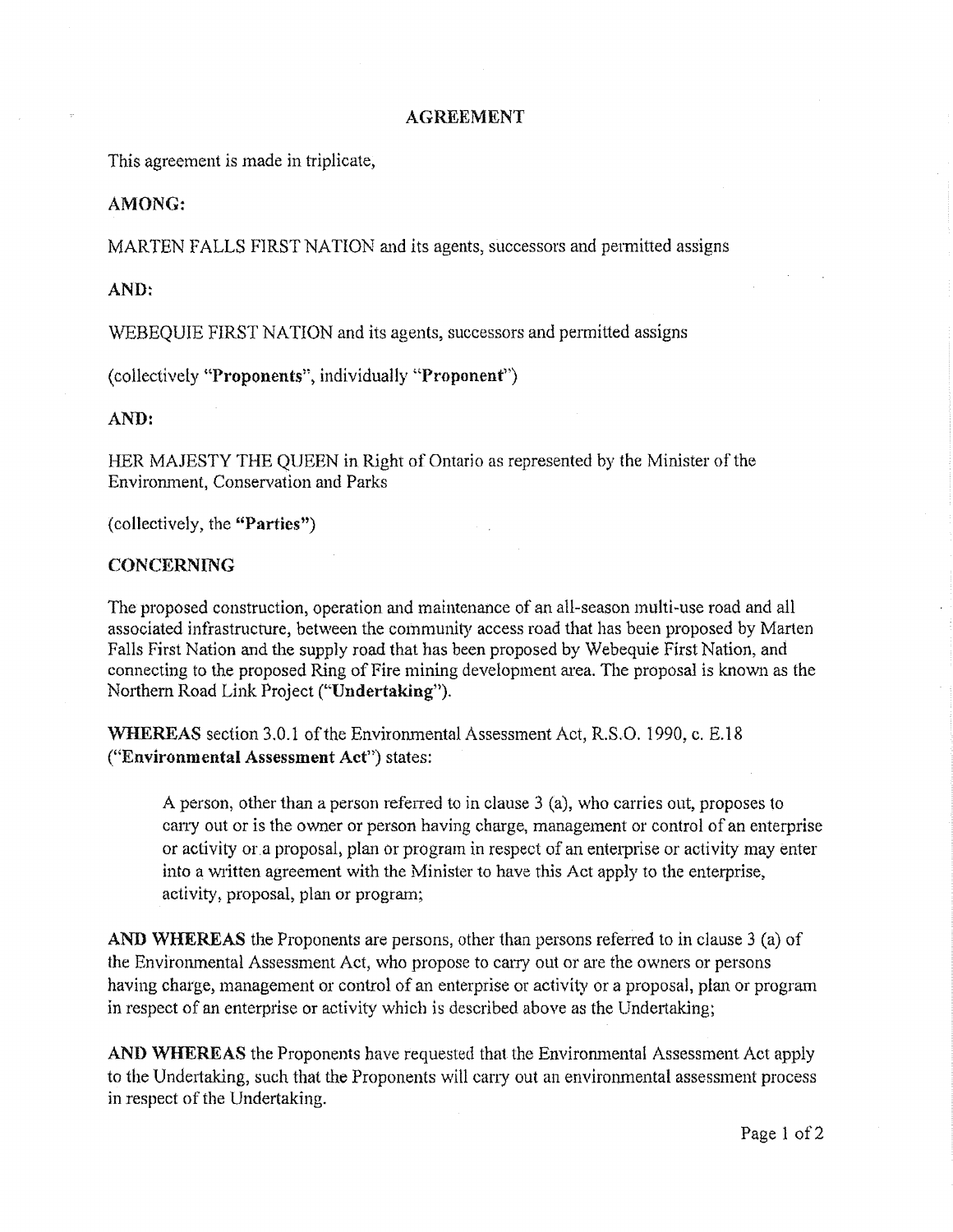## AGREEMENT

This agreement is made in triplicate,

**AMONG:**

MARTEN FALLS FIRST NATION and its agents, successors and permitted assigns

**AND:**

WEBEQUIE FIRST NATION and its agents, successors and permitted assigns

(collectively "**Proponents**", individually "**Proponent**")

**AND:**

HER MAJESTY THE QUEEN in Right of Ontario as represented by the Minister of the Environment, Conservation and Parks

(collectively, the **"Parties"**)

**CONCERNING**

The proposed construction, operation and maintenance of an all-season multi-use road and all associated infrastructure, between the community access road that has been proposed by Marten Falls First Nation and the supply road that has been proposed by Webequie First Nation, and connecting to the proposed Ring of Fire mining development area. The proposal is known as the Northern Road Link Project ("**Undertaking**").

**WHEREAS** section 3.0.1 of the Environmental Assessment Act, R.S.O. 1990, c. E.18 ("**Environmental Assessment Act**") states:

> A person, other than a person referred to in clause 3 (a), who carries out, proposes to carry out or is the owner or person having charge, management or control of an enterprise or activity or a proposal, plan or program in respect of an enterprise or activity may enter into a written agreement with the Minister to have this Act apply to the enterprise, activity, proposal, plan or program;

**AND WHEREAS** the Proponents are persons, other than persons referred to in clause 3 (a) of the Environmental Assessment Act, who propose to carry out or are the owners or persons having charge, management or control of an enterprise or activity or a proposal, plan or program in respect of an enterprise or activity which is described above as the Undertaking;

**AND WHEREAS** the Proponents have requested that the Environmental Assessment Act apply to the Undertaking, such that the Proponents will carry out an environmental assessment process in respect of the Undertaking.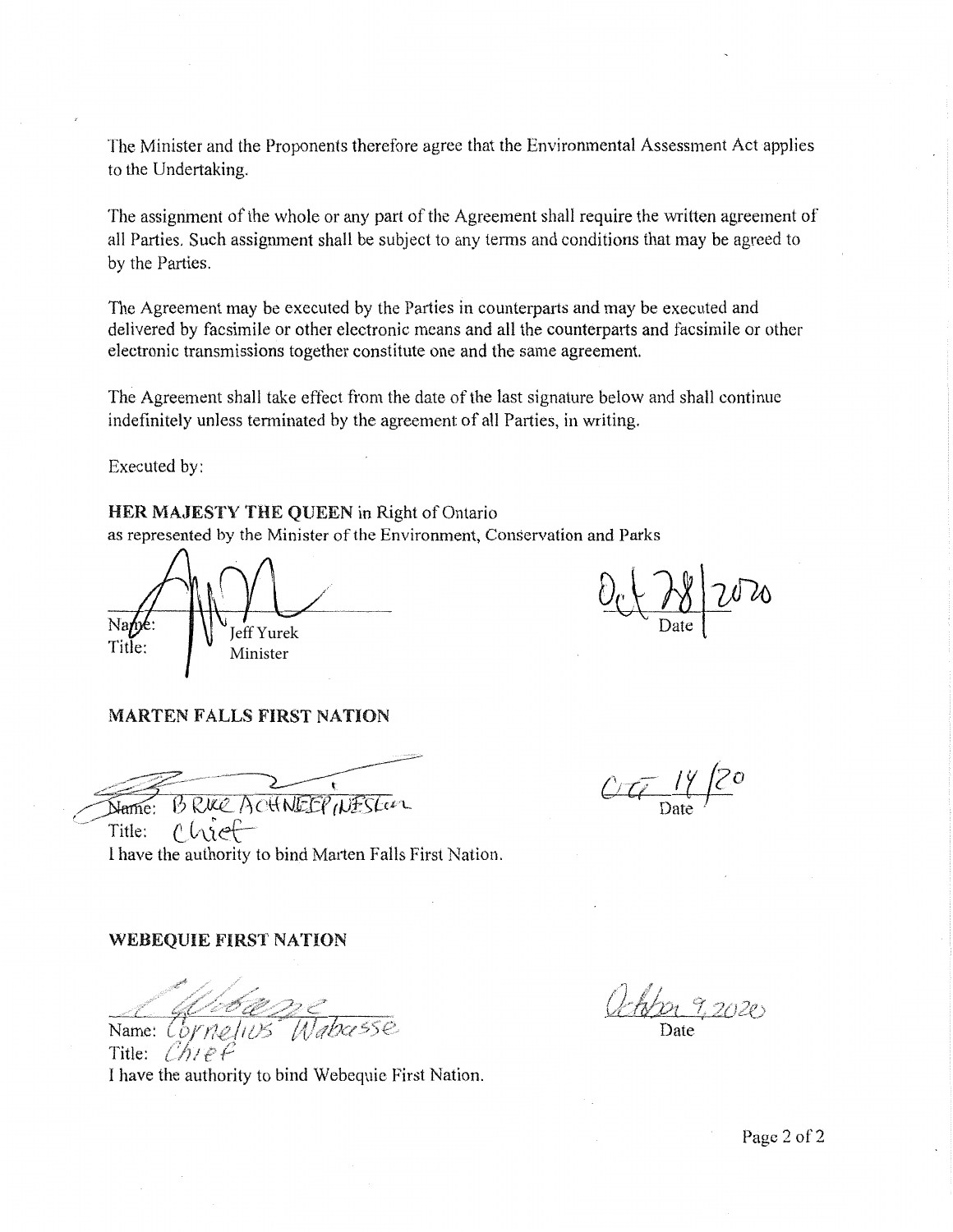The Minister and the Proponents therefore agree that the Environmental Assessment Act applies to the Undertaking.

The assignment of the whole or any part of the Agreement shall require the written agreement of all Parties. Such assignment shall be subject to any terms and conditions that may be agreed to by the Parties.

The Agreement may be executed by the Parties in counterparts and may be executed and delivered by facsimile or other electronic means and all the counterparts and facsimile or other electronic transmissions together constitute one and the same agreement.

The Agreement shall take effect from the date of the last signature below and shall continue indefinitely unless terminated by the agreement of all Parties, in writing.

Executed by:

**HER MAJESTY THE QUEEN** in Right of Ontario
as represented by the Minister of the Environment, Conservation and Parks

Name: Jeff Yurek
Title: Minister

Oct 28 2020
Date

**MARTEN FALLS FIRST NATION**

Name: BRUCE ACHNEEPINESKUM
Title: Chief
I have the authority to bind Marten Falls First Nation.

Oct 14/20
Date

**WEBEQUIE FIRST NATION**

Name: Cornelius Wabasse
Title: Chief
I have the authority to bind Webequie First Nation.

October 9, 2020
Date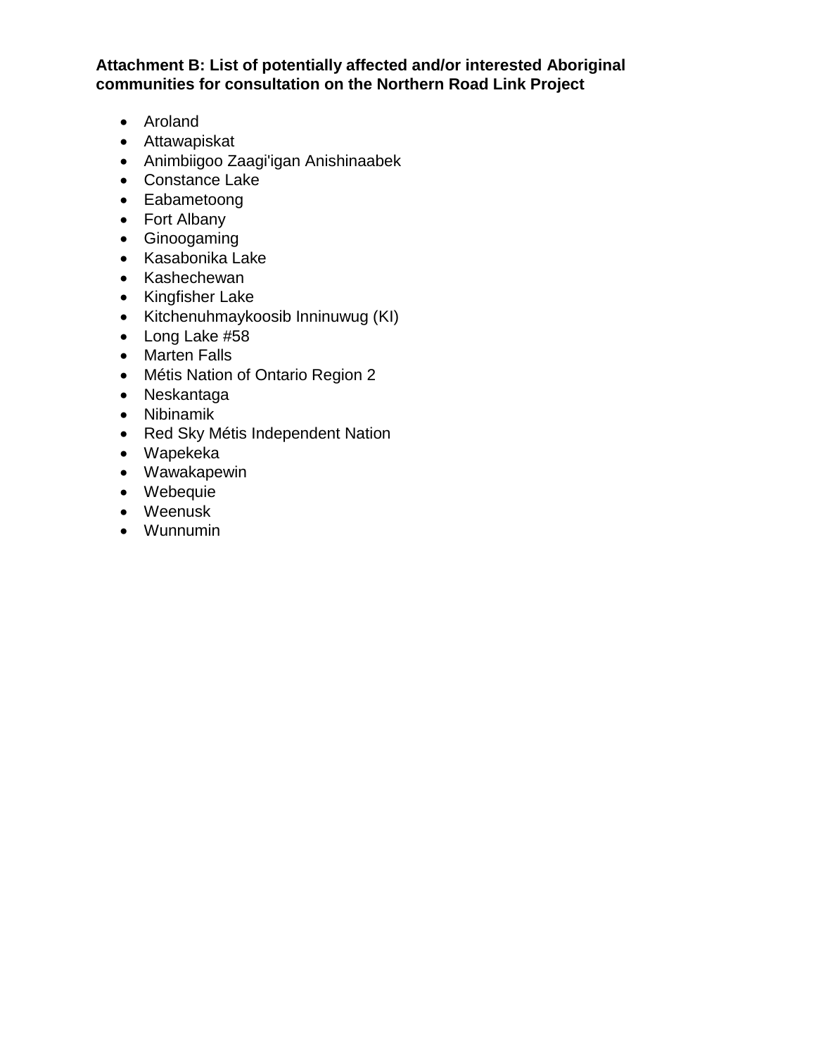**Attachment B: List of potentially affected and/or interested Aboriginal communities for consultation on the Northern Road Link Project**

- Aroland
- Attawapiskat
- Animbiigoo Zaagi'igan Anishinaabek
- Constance Lake
- Eabametoong
- Fort Albany
- Ginoogaming
- Kasabonika Lake
- Kashechewan
- Kingfisher Lake
- Kitchenuhmaykoosib Inninuwug (KI)
- Long Lake #58
- Marten Falls
- Métis Nation of Ontario Region 2
- Neskantaga
- Nibinamik
- Red Sky Métis Independent Nation
- Wapekeka
- Wawakapewin
- Webequie
- Weenusk
- Wunnumin